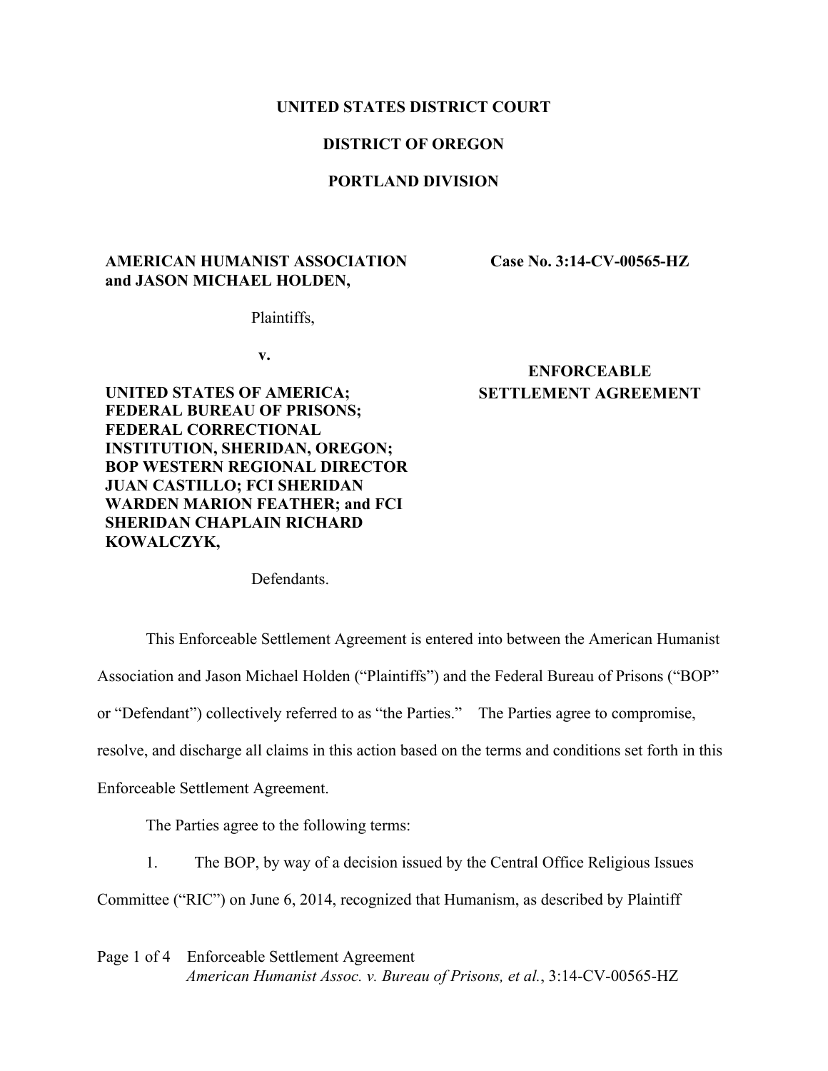**UNITED STATES DISTRICT COURT**

**DISTRICT OF OREGON**

**PORTLAND DIVISION**

**AMERICAN HUMANIST ASSOCIATION and JASON MICHAEL HOLDEN,**

Plaintiffs,

**v.**

**UNITED STATES OF AMERICA; FEDERAL BUREAU OF PRISONS; FEDERAL CORRECTIONAL INSTITUTION, SHERIDAN, OREGON; BOP WESTERN REGIONAL DIRECTOR JUAN CASTILLO; FCI SHERIDAN WARDEN MARION FEATHER; and FCI SHERIDAN CHAPLAIN RICHARD KOWALCZYK,**

Defendants.

**Case No. 3:14-CV-00565-HZ**

**ENFORCEABLE SETTLEMENT AGREEMENT**

This Enforceable Settlement Agreement is entered into between the American Humanist Association and Jason Michael Holden ("Plaintiffs") and the Federal Bureau of Prisons ("BOP" or "Defendant") collectively referred to as "the Parties." The Parties agree to compromise, resolve, and discharge all claims in this action based on the terms and conditions set forth in this Enforceable Settlement Agreement.

The Parties agree to the following terms:

1. The BOP, by way of a decision issued by the Central Office Religious Issues Committee ("RIC") on June 6, 2014, recognized that Humanism, as described by Plaintiff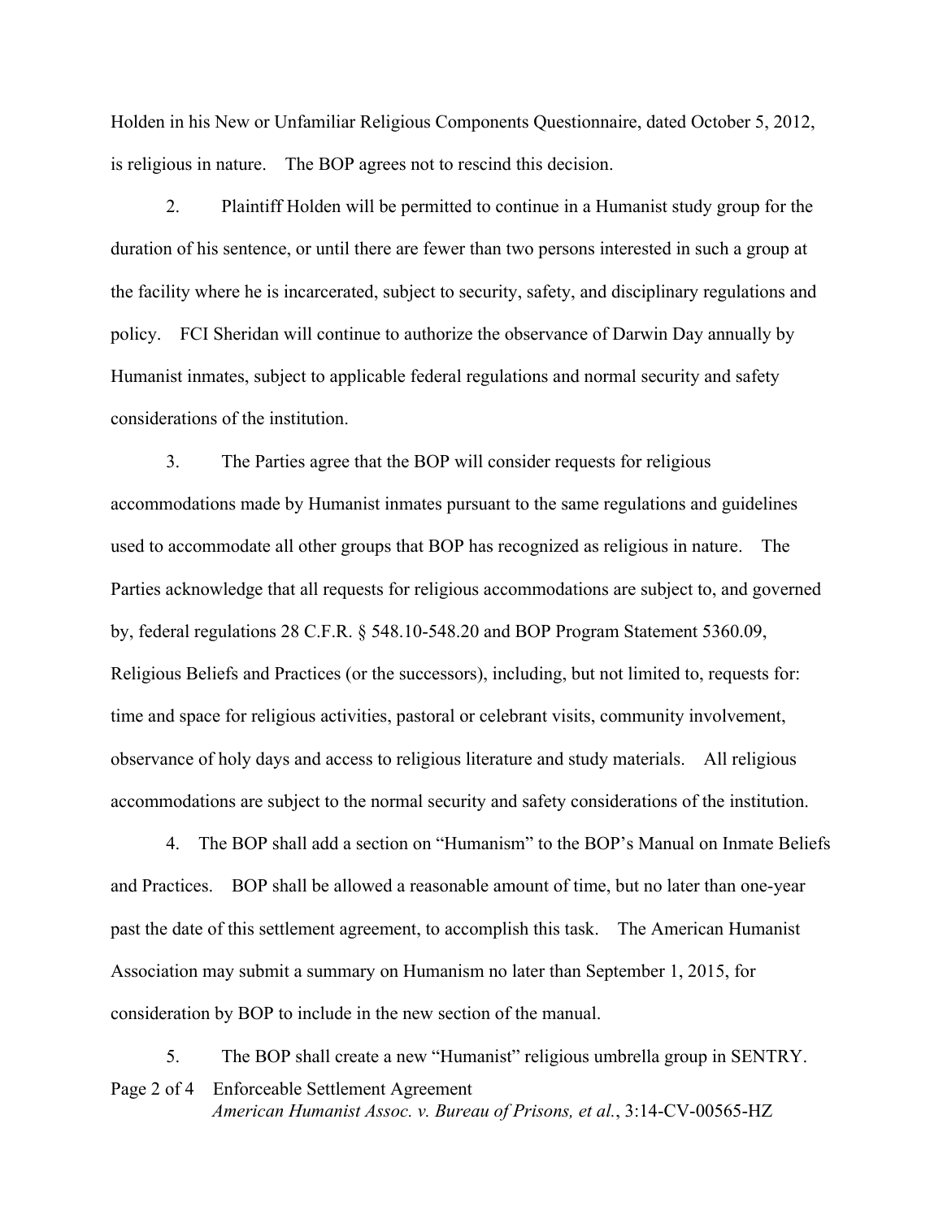Holden in his New or Unfamiliar Religious Components Questionnaire, dated October 5, 2012, is religious in nature. The BOP agrees not to rescind this decision.

2. Plaintiff Holden will be permitted to continue in a Humanist study group for the duration of his sentence, or until there are fewer than two persons interested in such a group at the facility where he is incarcerated, subject to security, safety, and disciplinary regulations and policy. FCI Sheridan will continue to authorize the observance of Darwin Day annually by Humanist inmates, subject to applicable federal regulations and normal security and safety considerations of the institution.

3. The Parties agree that the BOP will consider requests for religious accommodations made by Humanist inmates pursuant to the same regulations and guidelines used to accommodate all other groups that BOP has recognized as religious in nature. The Parties acknowledge that all requests for religious accommodations are subject to, and governed by, federal regulations 28 C.F.R. § 548.10-548.20 and BOP Program Statement 5360.09, Religious Beliefs and Practices (or the successors), including, but not limited to, requests for: time and space for religious activities, pastoral or celebrant visits, community involvement, observance of holy days and access to religious literature and study materials. All religious accommodations are subject to the normal security and safety considerations of the institution.

4. The BOP shall add a section on "Humanism" to the BOP's Manual on Inmate Beliefs and Practices. BOP shall be allowed a reasonable amount of time, but no later than one-year past the date of this settlement agreement, to accomplish this task. The American Humanist Association may submit a summary on Humanism no later than September 1, 2015, for consideration by BOP to include in the new section of the manual.

5. The BOP shall create a new "Humanist" religious umbrella group in SENTRY.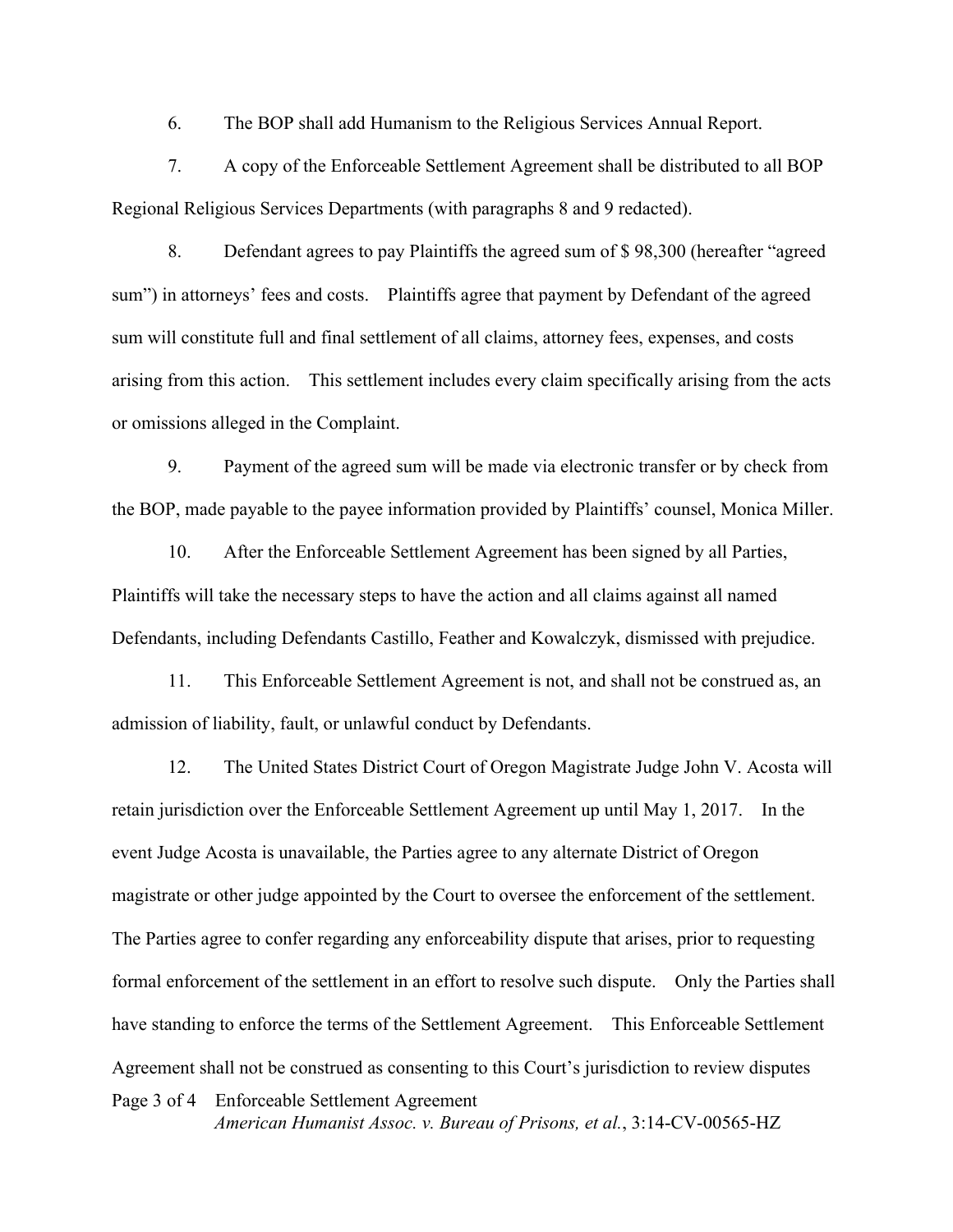6. The BOP shall add Humanism to the Religious Services Annual Report.

7. A copy of the Enforceable Settlement Agreement shall be distributed to all BOP Regional Religious Services Departments (with paragraphs 8 and 9 redacted).

8. Defendant agrees to pay Plaintiffs the agreed sum of $ 98,300 (hereafter "agreed sum") in attorneys' fees and costs. Plaintiffs agree that payment by Defendant of the agreed sum will constitute full and final settlement of all claims, attorney fees, expenses, and costs arising from this action. This settlement includes every claim specifically arising from the acts or omissions alleged in the Complaint.

9. Payment of the agreed sum will be made via electronic transfer or by check from the BOP, made payable to the payee information provided by Plaintiffs' counsel, Monica Miller.

10. After the Enforceable Settlement Agreement has been signed by all Parties, Plaintiffs will take the necessary steps to have the action and all claims against all named Defendants, including Defendants Castillo, Feather and Kowalczyk, dismissed with prejudice.

11. This Enforceable Settlement Agreement is not, and shall not be construed as, an admission of liability, fault, or unlawful conduct by Defendants.

12. The United States District Court of Oregon Magistrate Judge John V. Acosta will retain jurisdiction over the Enforceable Settlement Agreement up until May 1, 2017. In the event Judge Acosta is unavailable, the Parties agree to any alternate District of Oregon magistrate or other judge appointed by the Court to oversee the enforcement of the settlement. The Parties agree to confer regarding any enforceability dispute that arises, prior to requesting formal enforcement of the settlement in an effort to resolve such dispute. Only the Parties shall have standing to enforce the terms of the Settlement Agreement. This Enforceable Settlement Agreement shall not be construed as consenting to this Court's jurisdiction to review disputes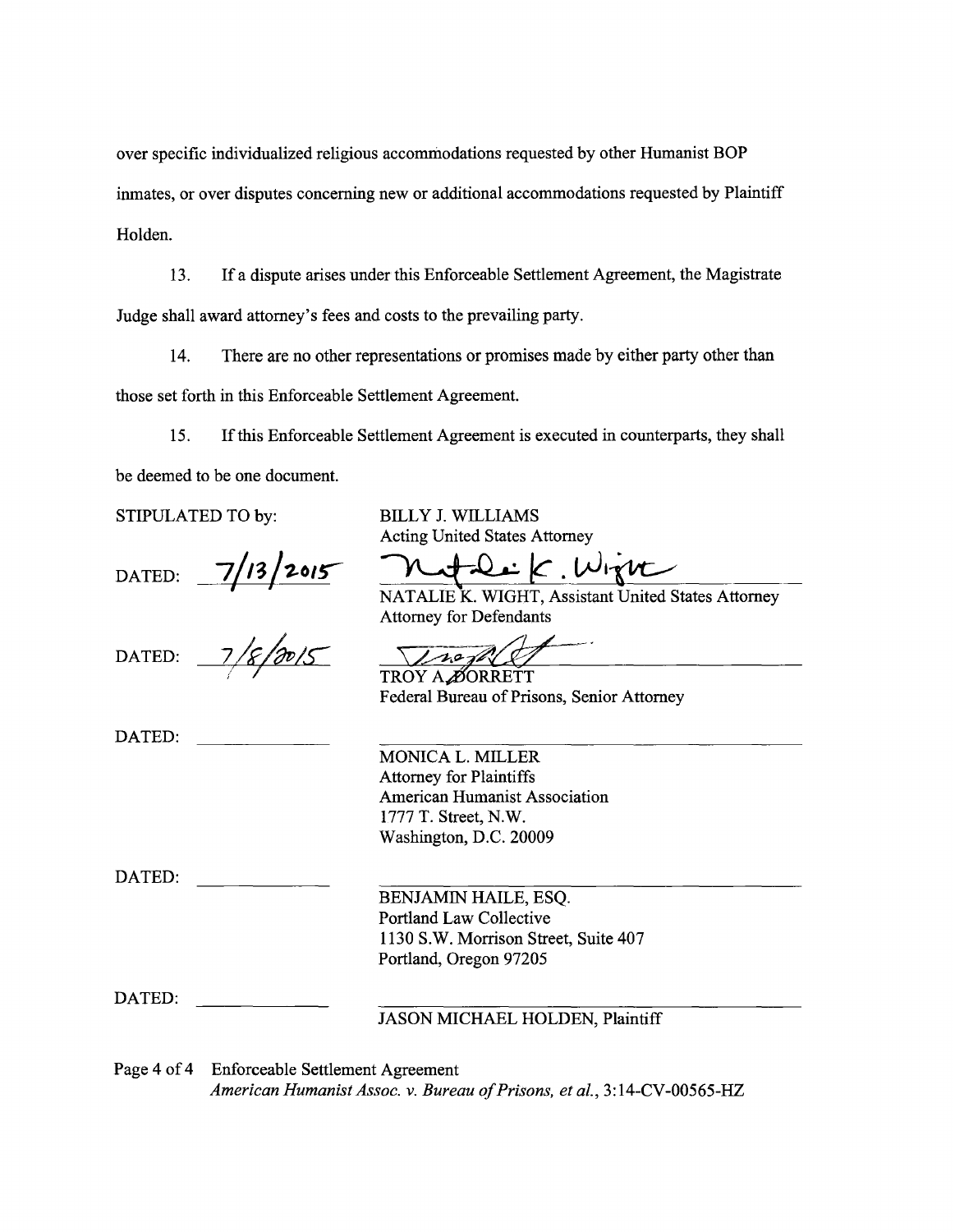over specific individualized religious accommodations requested by other Humanist BOP inmates, or over disputes concerning new or additional accommodations requested by Plaintiff Holden.

13. If a dispute arises under this Enforceable Settlement Agreement, the Magistrate Judge shall award attorney's fees and costs to the prevailing party.

14. There are no other representations or promises made by either party other than those set forth in this Enforceable Settlement Agreement.

15. If this Enforceable Settlement Agreement is executed in counterparts, they shall be deemed to be one document.

STIPULATED TO by:

BILLY J. WILLIAMS
Acting United States Attorney

DATED: 7/13/2015

Natalie K. Wight
NATALIE K. WIGHT, Assistant United States Attorney
Attorney for Defendants

DATED: 7/8/2015

TROY A. BORRETT
Federal Bureau of Prisons, Senior Attorney

DATED: ______________

MONICA L. MILLER
Attorney for Plaintiffs
American Humanist Association
1777 T. Street, N.W.
Washington, D.C. 20009

DATED: ______________

BENJAMIN HAILE, ESQ.
Portland Law Collective
1130 S.W. Morrison Street, Suite 407
Portland, Oregon 97205

DATED: ______________

JASON MICHAEL HOLDEN, Plaintiff

Page 4 of 4 Enforceable Settlement Agreement
*American Humanist Assoc. v. Bureau of Prisons, et al.*, 3:14-CV-00565-HZ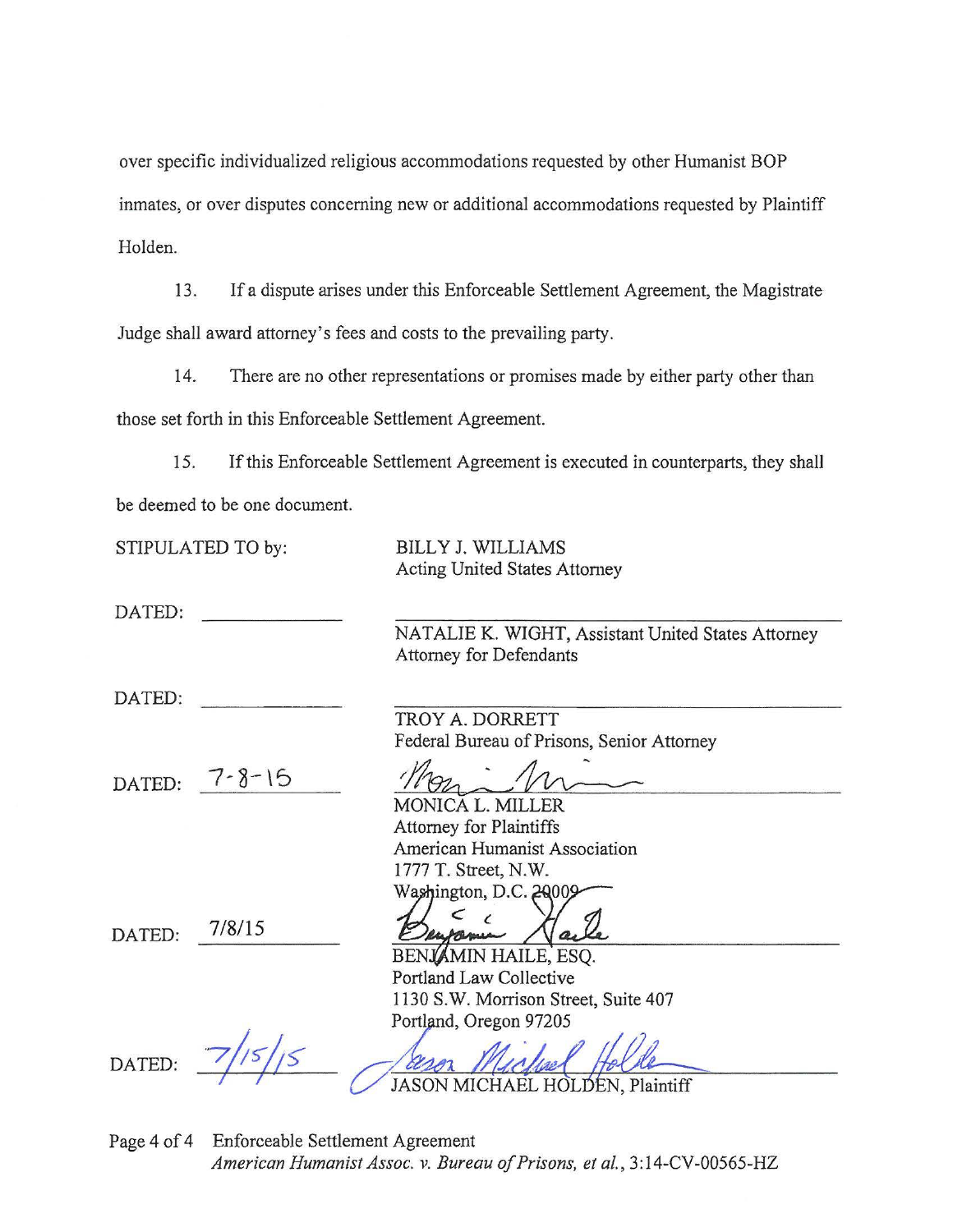over specific individualized religious accommodations requested by other Humanist BOP inmates, or over disputes concerning new or additional accommodations requested by Plaintiff Holden.

13. If a dispute arises under this Enforceable Settlement Agreement, the Magistrate Judge shall award attorney's fees and costs to the prevailing party.

14. There are no other representations or promises made by either party other than those set forth in this Enforceable Settlement Agreement.

15. If this Enforceable Settlement Agreement is executed in counterparts, they shall be deemed to be one document.

STIPULATED TO by:

BILLY J. WILLIAMS
Acting United States Attorney

DATED: ____________

NATALIE K. WIGHT, Assistant United States Attorney
Attorney for Defendants

DATED: ____________

TROY A. DORRETT
Federal Bureau of Prisons, Senior Attorney

DATED: 7-8-15

MONICA L. MILLER
Attorney for Plaintiffs
American Humanist Association
1777 T. Street, N.W.
Washington, D.C. 20009

DATED: 7/8/15

BENJAMIN HAILE, ESQ.
Portland Law Collective
1130 S.W. Morrison Street, Suite 407
Portland, Oregon 97205

DATED: 7/15/15

JASON MICHAEL HOLDEN, Plaintiff

Enforceable Settlement Agreement
*American Humanist Assoc. v. Bureau of Prisons, et al.*, 3:14-CV-00565-HZ